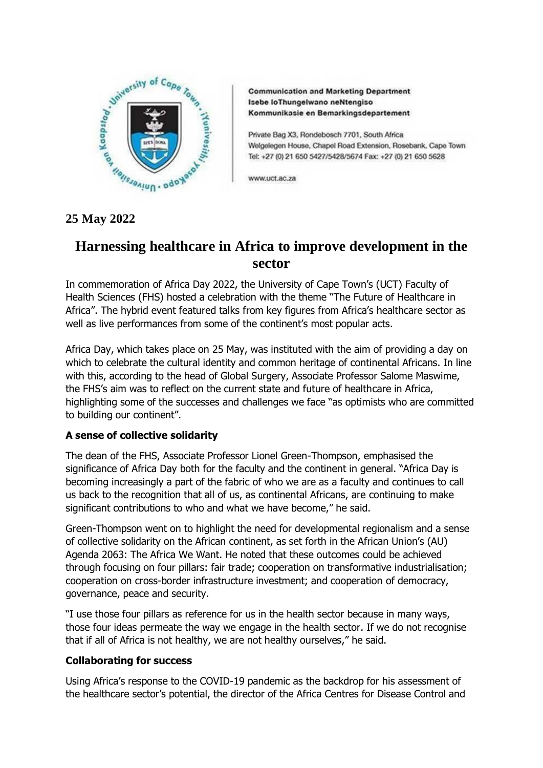Communication and Marketing Department
Isebe loThungelwano neNtengiso
Kommunikasie en Bemarkingsdepartement

Private Bag X3, Rondebosch 7701, South Africa
Welgelegen House, Chapel Road Extension, Rosebank, Cape Town
Tel: +27 (0) 21 650 5427/5428/5674 Fax: +27 (0) 21 650 5628

www.uct.ac.za

**25 May 2022**

# Harnessing healthcare in Africa to improve development in the sector

In commemoration of Africa Day 2022, the University of Cape Town's (UCT) Faculty of Health Sciences (FHS) hosted a celebration with the theme "The Future of Healthcare in Africa". The hybrid event featured talks from key figures from Africa's healthcare sector as well as live performances from some of the continent's most popular acts.

Africa Day, which takes place on 25 May, was instituted with the aim of providing a day on which to celebrate the cultural identity and common heritage of continental Africans. In line with this, according to the head of Global Surgery, Associate Professor Salome Maswime, the FHS's aim was to reflect on the current state and future of healthcare in Africa, highlighting some of the successes and challenges we face "as optimists who are committed to building our continent".

### A sense of collective solidarity

The dean of the FHS, Associate Professor Lionel Green-Thompson, emphasised the significance of Africa Day both for the faculty and the continent in general. "Africa Day is becoming increasingly a part of the fabric of who we are as a faculty and continues to call us back to the recognition that all of us, as continental Africans, are continuing to make significant contributions to who and what we have become," he said.

Green-Thompson went on to highlight the need for developmental regionalism and a sense of collective solidarity on the African continent, as set forth in the African Union's (AU) Agenda 2063: The Africa We Want. He noted that these outcomes could be achieved through focusing on four pillars: fair trade; cooperation on transformative industrialisation; cooperation on cross-border infrastructure investment; and cooperation of democracy, governance, peace and security.

"I use those four pillars as reference for us in the health sector because in many ways, those four ideas permeate the way we engage in the health sector. If we do not recognise that if all of Africa is not healthy, we are not healthy ourselves," he said.

### Collaborating for success

Using Africa's response to the COVID-19 pandemic as the backdrop for his assessment of the healthcare sector's potential, the director of the Africa Centres for Disease Control and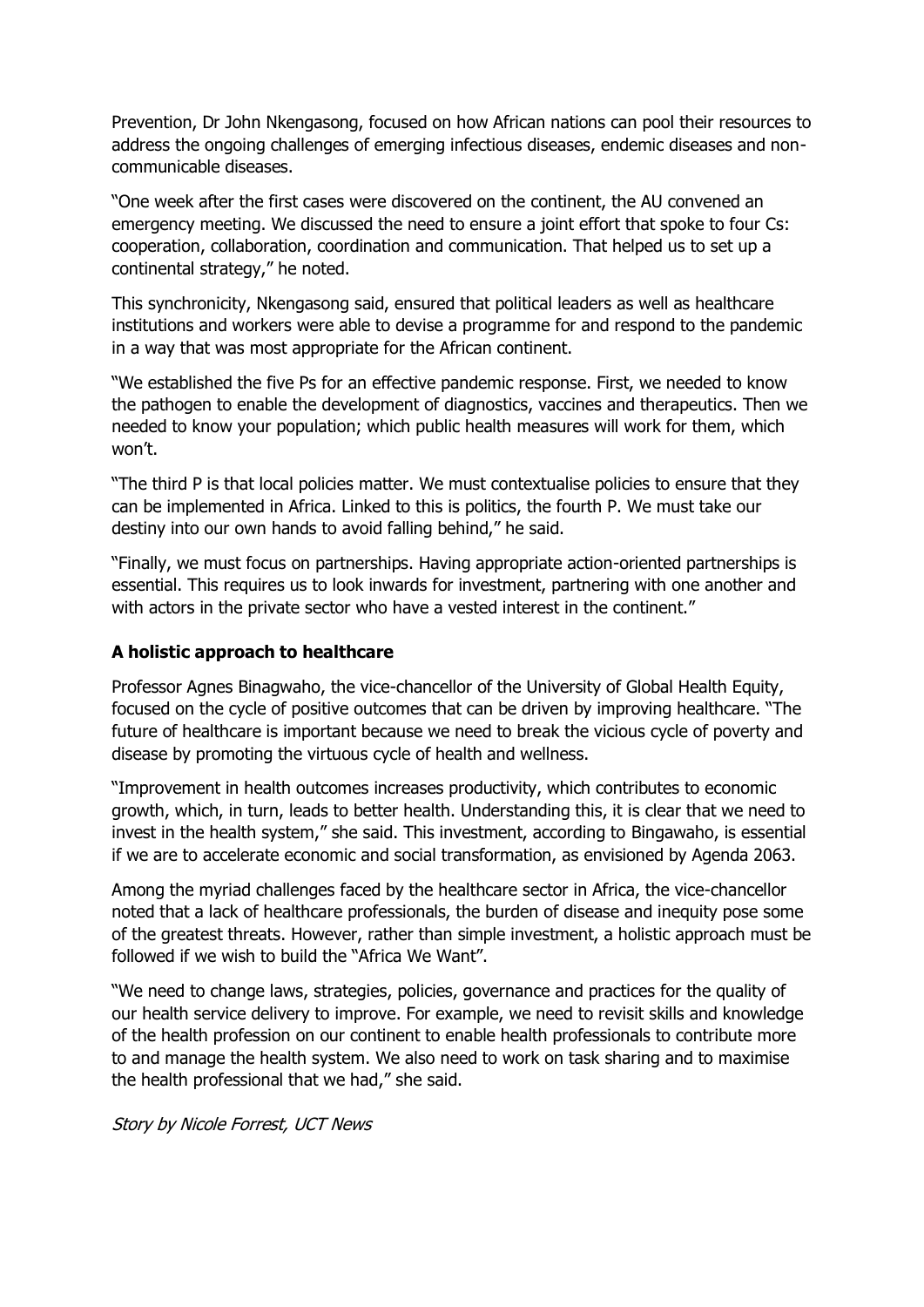Prevention, Dr John Nkengasong, focused on how African nations can pool their resources to address the ongoing challenges of emerging infectious diseases, endemic diseases and non-communicable diseases.

"One week after the first cases were discovered on the continent, the AU convened an emergency meeting. We discussed the need to ensure a joint effort that spoke to four Cs: cooperation, collaboration, coordination and communication. That helped us to set up a continental strategy," he noted.

This synchronicity, Nkengasong said, ensured that political leaders as well as healthcare institutions and workers were able to devise a programme for and respond to the pandemic in a way that was most appropriate for the African continent.

"We established the five Ps for an effective pandemic response. First, we needed to know the pathogen to enable the development of diagnostics, vaccines and therapeutics. Then we needed to know your population; which public health measures will work for them, which won't.

"The third P is that local policies matter. We must contextualise policies to ensure that they can be implemented in Africa. Linked to this is politics, the fourth P. We must take our destiny into our own hands to avoid falling behind," he said.

"Finally, we must focus on partnerships. Having appropriate action-oriented partnerships is essential. This requires us to look inwards for investment, partnering with one another and with actors in the private sector who have a vested interest in the continent."

### A holistic approach to healthcare

Professor Agnes Binagwaho, the vice-chancellor of the University of Global Health Equity, focused on the cycle of positive outcomes that can be driven by improving healthcare. "The future of healthcare is important because we need to break the vicious cycle of poverty and disease by promoting the virtuous cycle of health and wellness.

"Improvement in health outcomes increases productivity, which contributes to economic growth, which, in turn, leads to better health. Understanding this, it is clear that we need to invest in the health system," she said. This investment, according to Bingawaho, is essential if we are to accelerate economic and social transformation, as envisioned by Agenda 2063.

Among the myriad challenges faced by the healthcare sector in Africa, the vice-chancellor noted that a lack of healthcare professionals, the burden of disease and inequity pose some of the greatest threats. However, rather than simple investment, a holistic approach must be followed if we wish to build the "Africa We Want".

"We need to change laws, strategies, policies, governance and practices for the quality of our health service delivery to improve. For example, we need to revisit skills and knowledge of the health profession on our continent to enable health professionals to contribute more to and manage the health system. We also need to work on task sharing and to maximise the health professional that we had," she said.

*Story by Nicole Forrest, UCT News*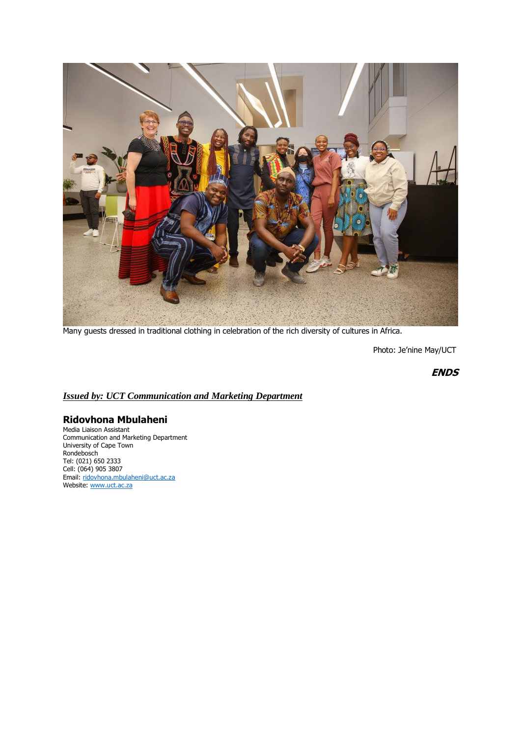Many guests dressed in traditional clothing in celebration of the rich diversity of cultures in Africa.

Photo: Je'nine May/UCT

***ENDS***

***Issued by: UCT Communication and Marketing Department***

**Ridovhona Mbulaheni**

Media Liaison Assistant
Communication and Marketing Department
University of Cape Town
Rondebosch
Tel: (021) 650 2333
Cell: (064) 905 3807
Email: ridovhona.mbulaheni@uct.ac.za
Website: www.uct.ac.za